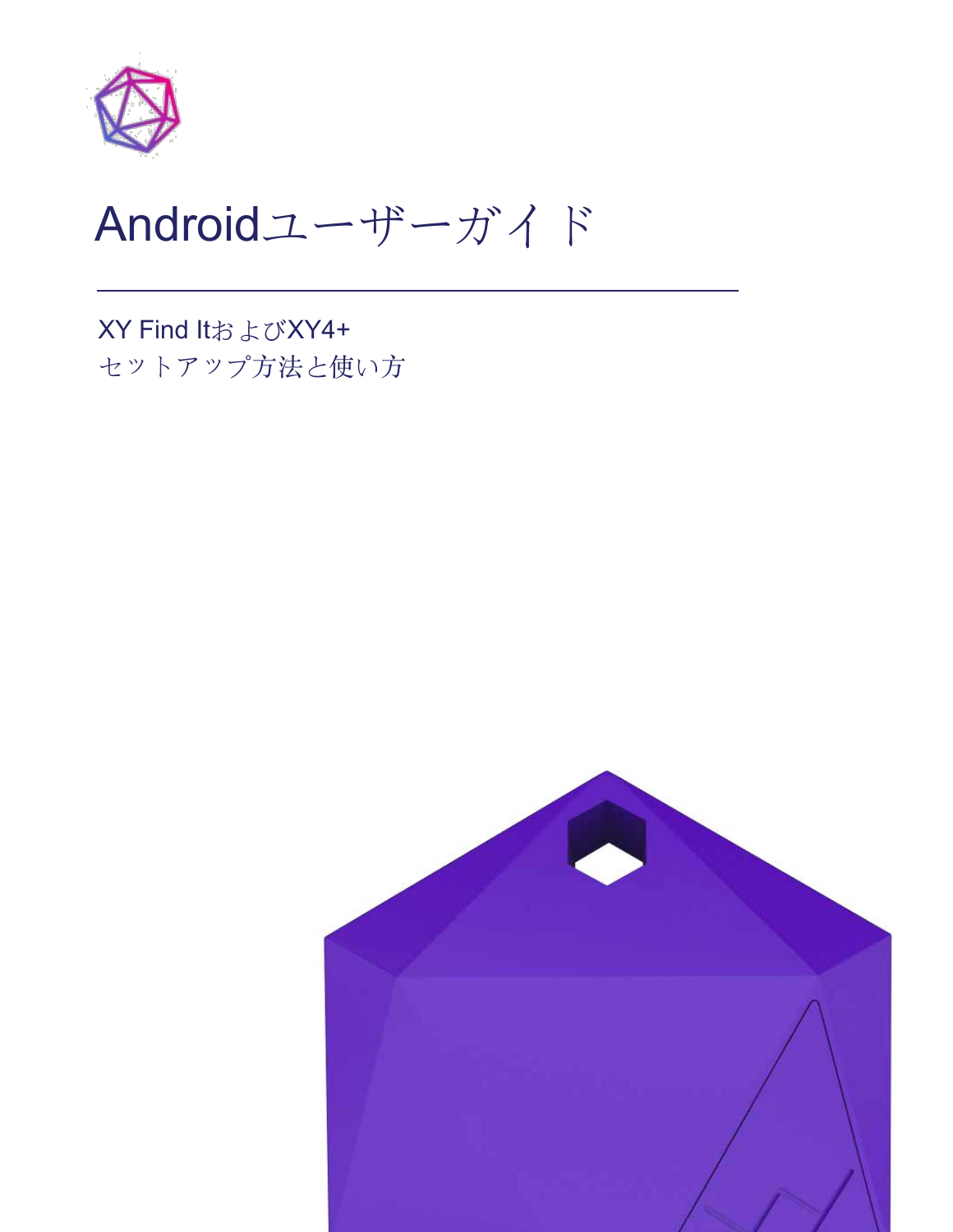# Androidユーザーガイド

XY Find ItおよびXY4+
セットアップ方法と使い方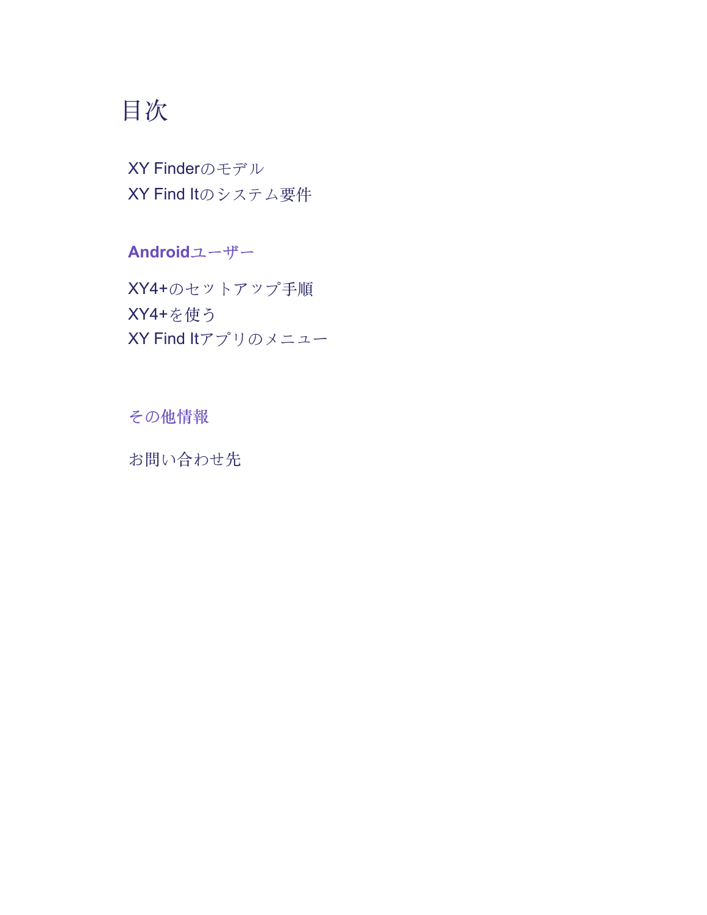# 目次

XY Finderのモデル
XY Find Itのシステム要件

## Androidユーザー

XY4+のセットアップ手順
XY4+を使う
XY Find Itアプリのメニュー

## その他情報

お問い合わせ先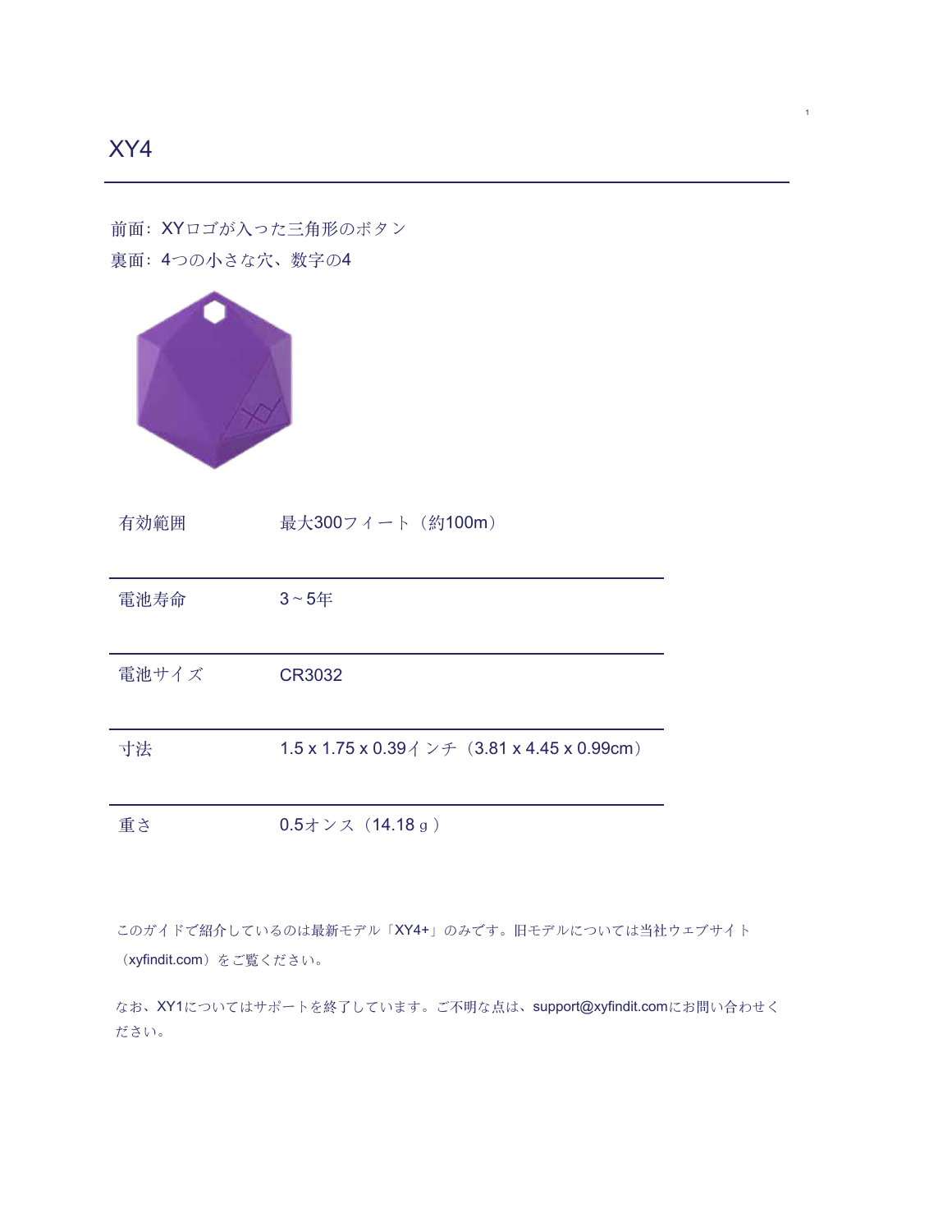# XY4

前面：XYロゴが入った三角形のボタン
裏面：4つの小さな穴、数字の4

| | |
|---|---|
| 有効範囲 | 最大300フィート（約100m） |
| 電池寿命 | 3～5年 |
| 電池サイズ | CR3032 |
| 寸法 | 1.5 x 1.75 x 0.39インチ（3.81 x 4.45 x 0.99cm） |
| 重さ | 0.5オンス（14.18ｇ） |

このガイドで紹介しているのは最新モデル「XY4+」のみです。旧モデルについては当社ウェブサイト（xyfindit.com）をご覧ください。

なお、XY1についてはサポートを終了しています。ご不明な点は、support@xyfindit.comにお問い合わせください。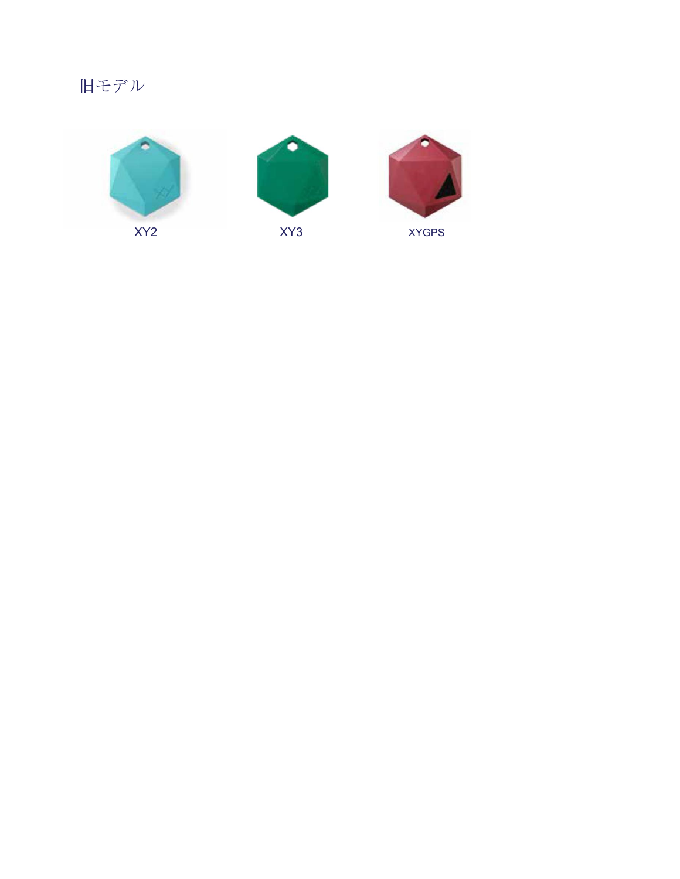## 旧モデル

XY2

XY3

XYGPS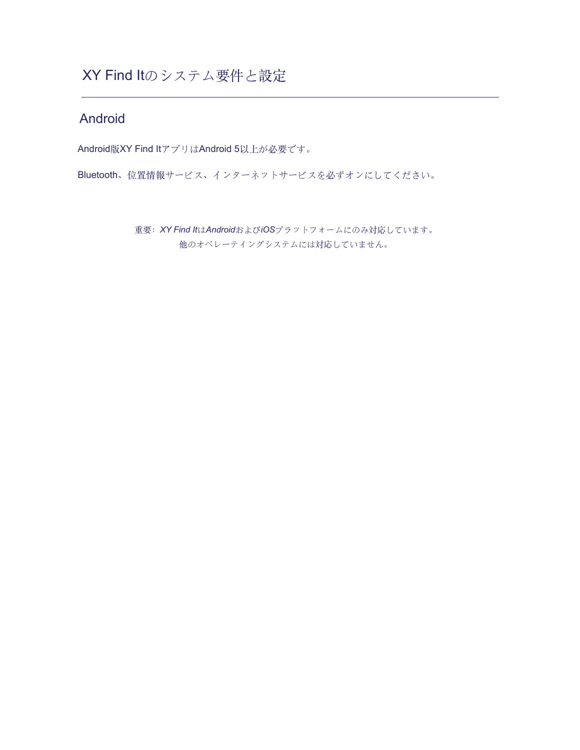# XY Find Itのシステム要件と設定

## Android

Android版XY Find ItアプリはAndroid 5以上が必要です。

Bluetooth、位置情報サービス、インターネットサービスを必ずオンにしてください。

重要：*XY Find It*は*Android*および*iOS*プラットフォームにのみ対応しています。
他のオペレーティングシステムには対応していません。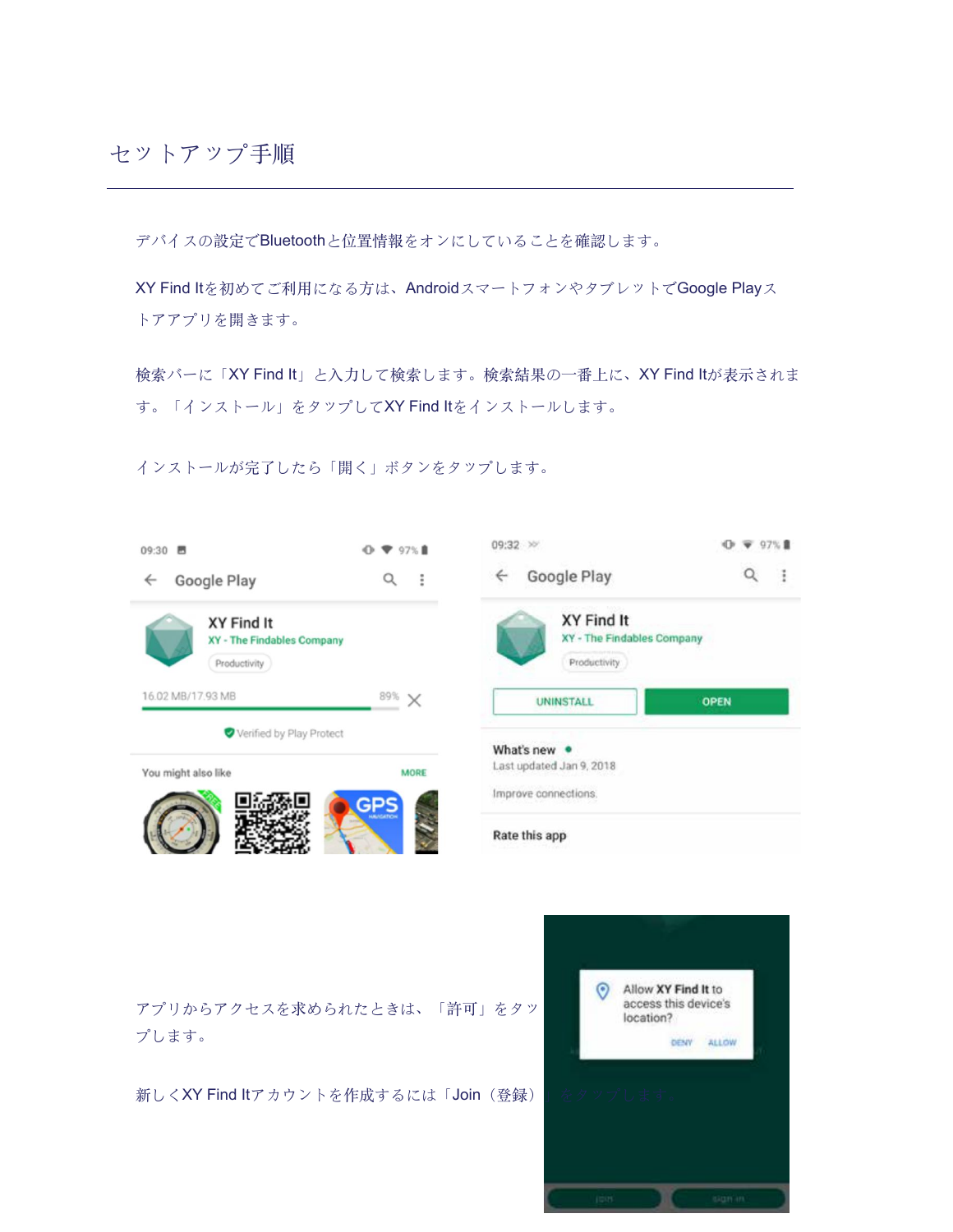# セットアップ手順

デバイスの設定でBluetoothと位置情報をオンにしていることを確認します。

XY Find Itを初めてご利用になる方は、AndroidスマートフォンやタブレットでGoogle Playストアアプリを開きます。

検索バーに「XY Find It」と入力して検索します。検索結果の一番上に、XY Find Itが表示されます。「インストール」をタップしてXY Find Itをインストールします。

インストールが完了したら「開く」ボタンをタップします。

アプリからアクセスを求められたときは、「許可」をタップします。

新しくXY Find Itアカウントを作成するには「Join（登録）」をタップします。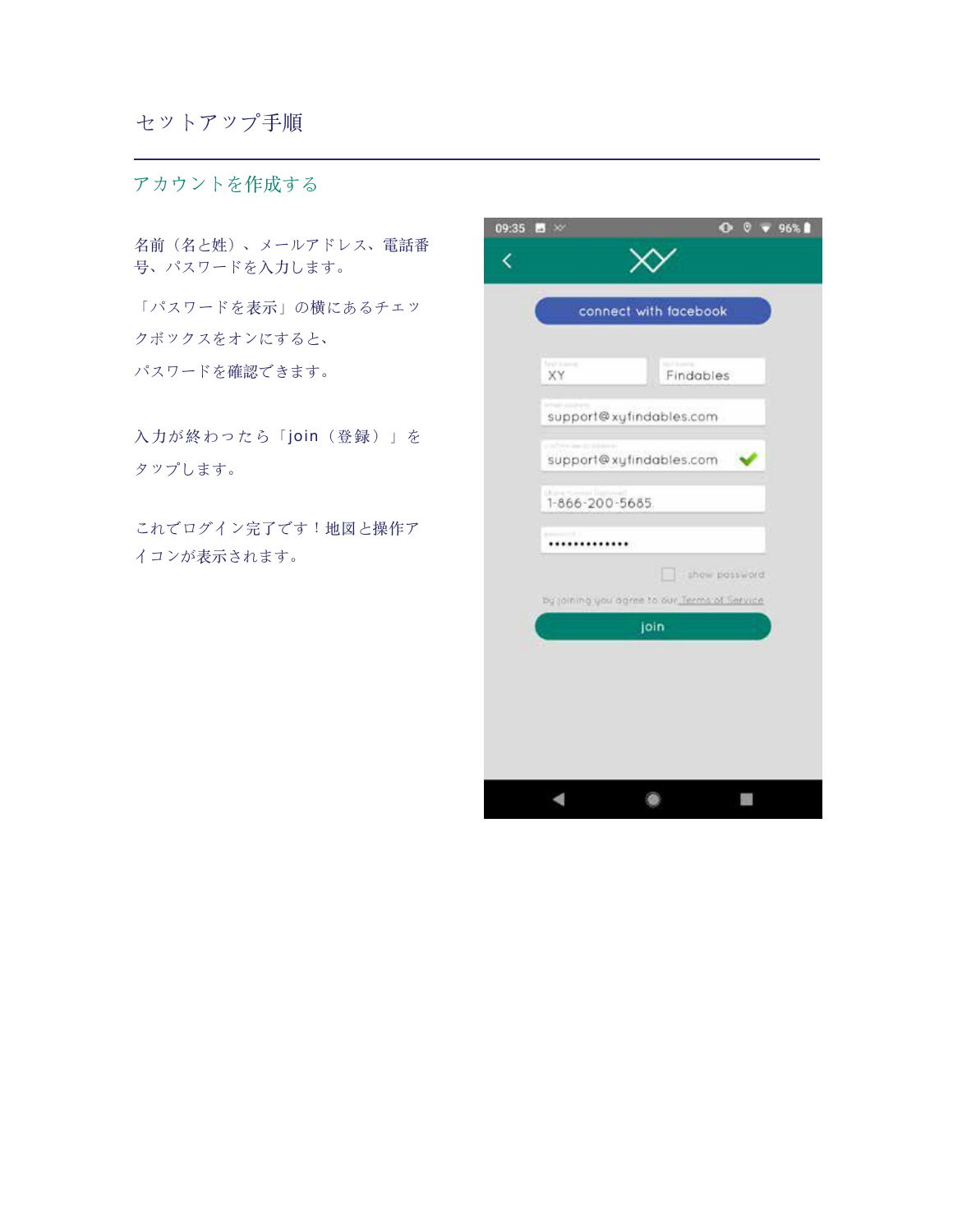# セットアップ手順

## アカウントを作成する

名前（名と姓）、メールアドレス、電話番号、パスワードを入力します。

「パスワードを表示」の横にあるチェックボックスをオンにすると、パスワードを確認できます。

入力が終わったら「join（登録）」をタップします。

これでログイン完了です！地図と操作アイコンが表示されます。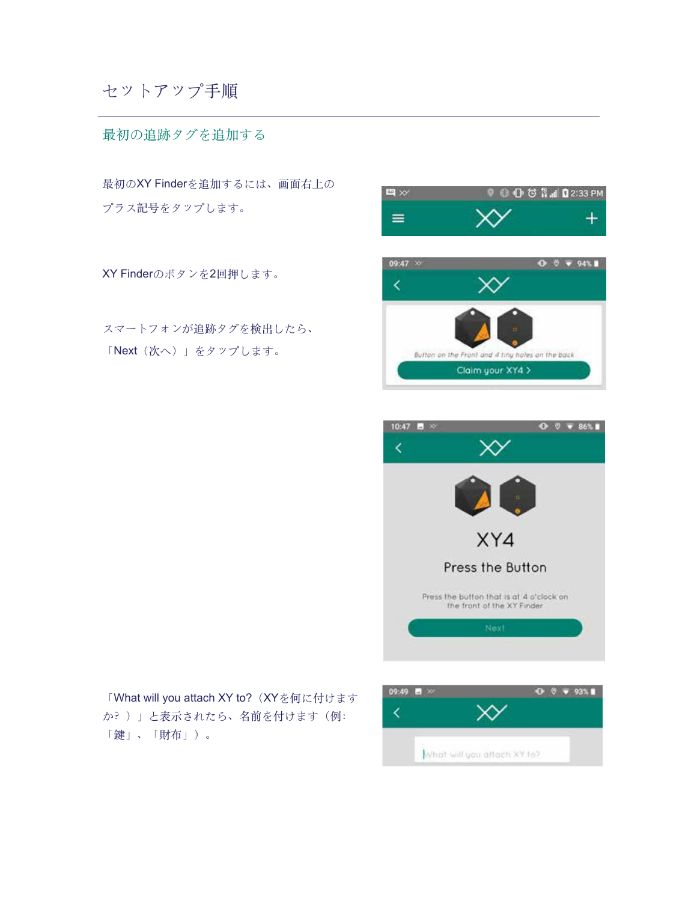# セットアップ手順

## 最初の追跡タグを追加する

最初のXY Finderを追加するには、画面右上のプラス記号をタップします。

XY Finderのボタンを2回押します。

スマートフォンが追跡タグを検出したら、「Next（次へ）」をタップします。

「What will you attach XY to?（XYを何に付けますか？）」と表示されたら、名前を付けます（例: 「鍵」、「財布」）。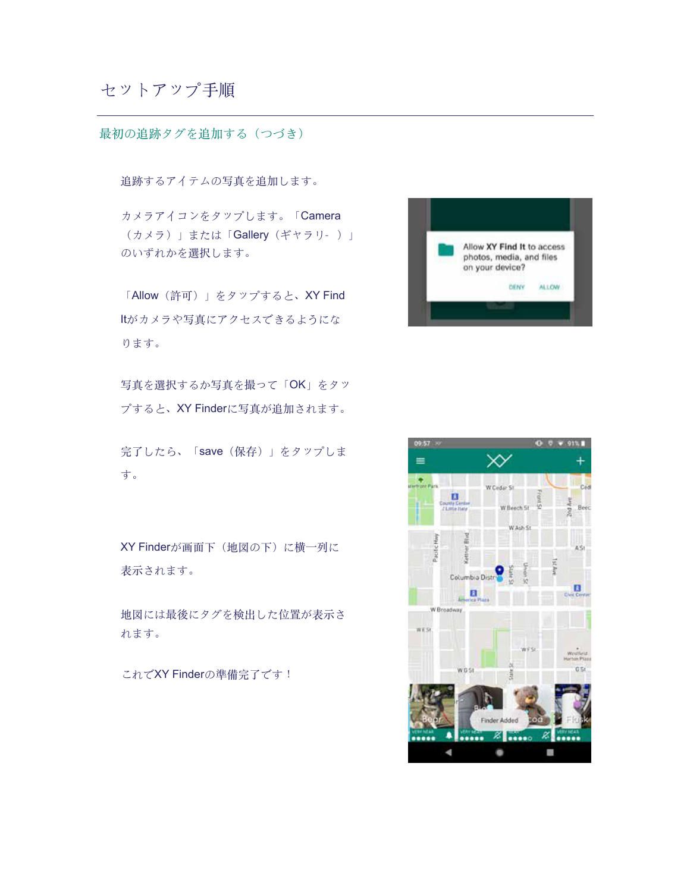# セットアップ手順

## 最初の追跡タグを追加する（つづき）

追跡するアイテムの写真を追加します。

カメラアイコンをタップします。「Camera（カメラ）」または「Gallery（ギャラリ- ）」のいずれかを選択します。

「Allow（許可）」をタップすると、XY Find Itがカメラや写真にアクセスできるようになります。

写真を選択するか写真を撮って「OK」をタップすると、XY Finderに写真が追加されます。

完了したら、「save（保存）」をタップします。

XY Finderが画面下（地図の下）に横一列に表示されます。

地図には最後にタグを検出した位置が表示されます。

これでXY Finderの準備完了です！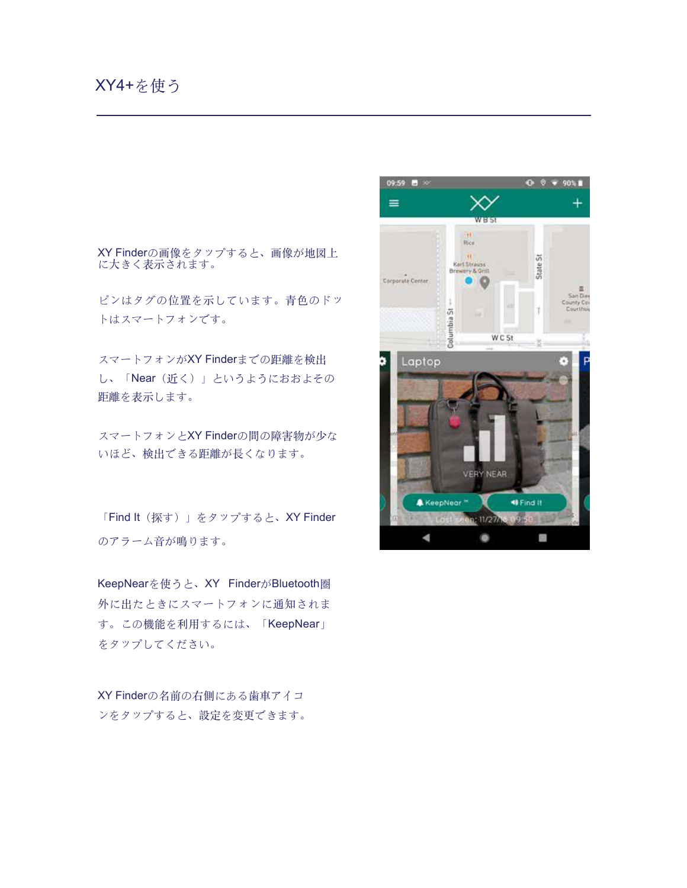# XY4+を使う

XY Finderの画像をタップすると、画像が地図上に大きく表示されます。

ピンはタグの位置を示しています。青色のドットはスマートフォンです。

スマートフォンがXY Finderまでの距離を検出し、「Near（近く）」というようにおおよその距離を表示します。

スマートフォンとXY Finderの間の障害物が少ないほど、検出できる距離が長くなります。

「Find It（探す）」をタップすると、XY Finderのアラーム音が鳴ります。

KeepNearを使うと、XY FinderがBluetooth圏外に出たときにスマートフォンに通知されます。この機能を利用するには、「KeepNear」をタップしてください。

XY Finderの名前の右側にある歯車アイコンをタップすると、設定を変更できます。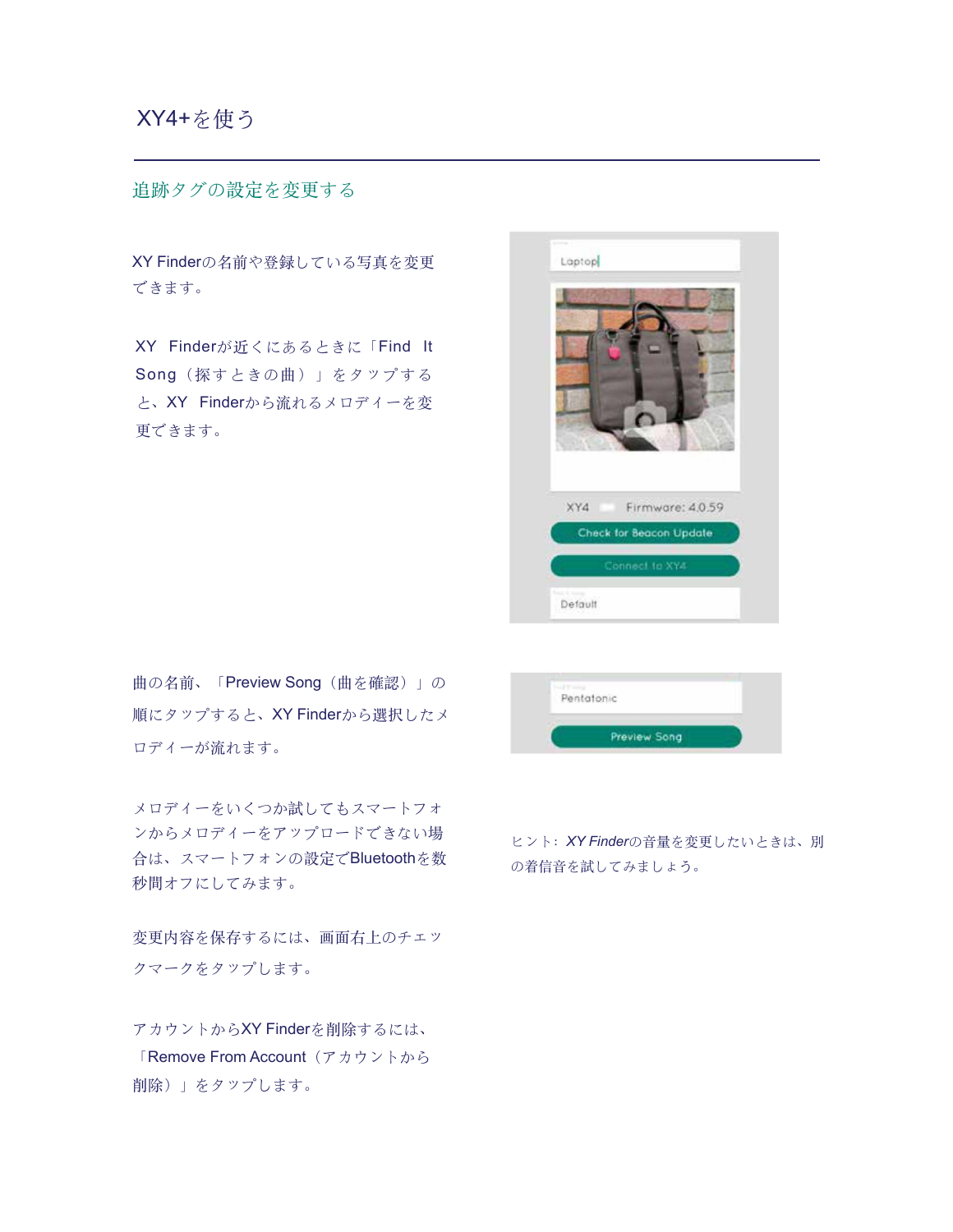# XY4+を使う

## 追跡タグの設定を変更する

XY Finderの名前や登録している写真を変更できます。

XY Finderが近くにあるときに「Find It Song（探すときの曲）」をタップすると、XY Finderから流れるメロディーを変更できます。

曲の名前、「Preview Song（曲を確認）」の順にタップすると、XY Finderから選択したメロディーが流れます。

メロディーをいくつか試してもスマートフォンからメロディーをアップロードできない場合は、スマートフォンの設定でBluetoothを数秒間オフにしてみます。

変更内容を保存するには、画面右上のチェックマークをタップします。

アカウントからXY Finderを削除するには、「Remove From Account（アカウントから削除）」をタップします。

ヒント：*XY Finder*の音量を変更したいときは、別の着信音を試してみましょう。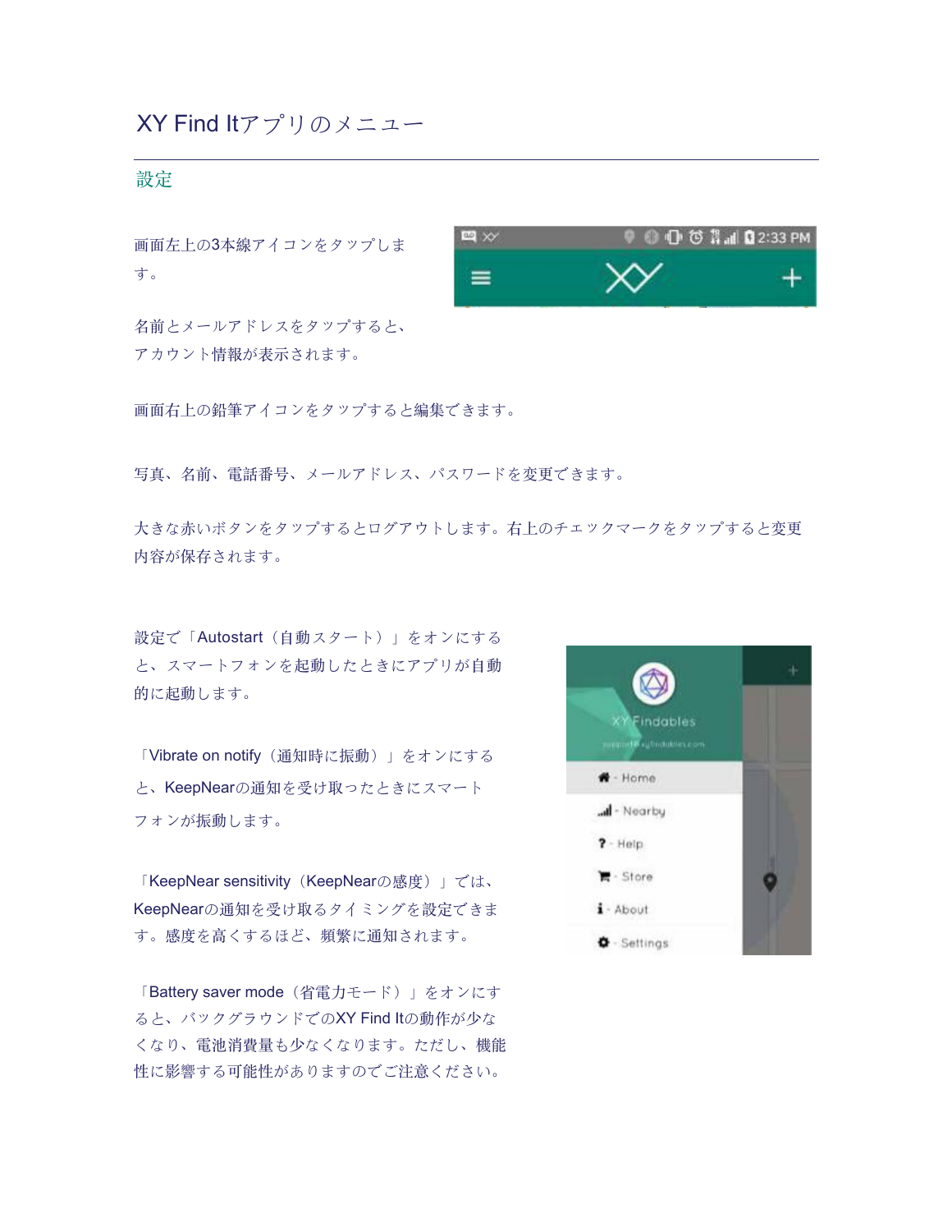# XY Find Itアプリのメニュー

## 設定

画面左上の3本線アイコンをタップします。

名前とメールアドレスをタップすると、アカウント情報が表示されます。

画面右上の鉛筆アイコンをタップすると編集できます。

写真、名前、電話番号、メールアドレス、パスワードを変更できます。

大きな赤いボタンをタップするとログアウトします。右上のチェックマークをタップすると変更内容が保存されます。

設定で「Autostart（自動スタート）」をオンにすると、スマートフォンを起動したときにアプリが自動的に起動します。

「Vibrate on notify（通知時に振動）」をオンにすると、KeepNearの通知を受け取ったときにスマートフォンが振動します。

「KeepNear sensitivity（KeepNearの感度）」では、KeepNearの通知を受け取るタイミングを設定できます。感度を高くするほど、頻繁に通知されます。

「Battery saver mode（省電力モード）」をオンにすると、バックグラウンドでのXY Find Itの動作が少なくなり、電池消費量も少なくなります。ただし、機能性に影響する可能性がありますのでご注意ください。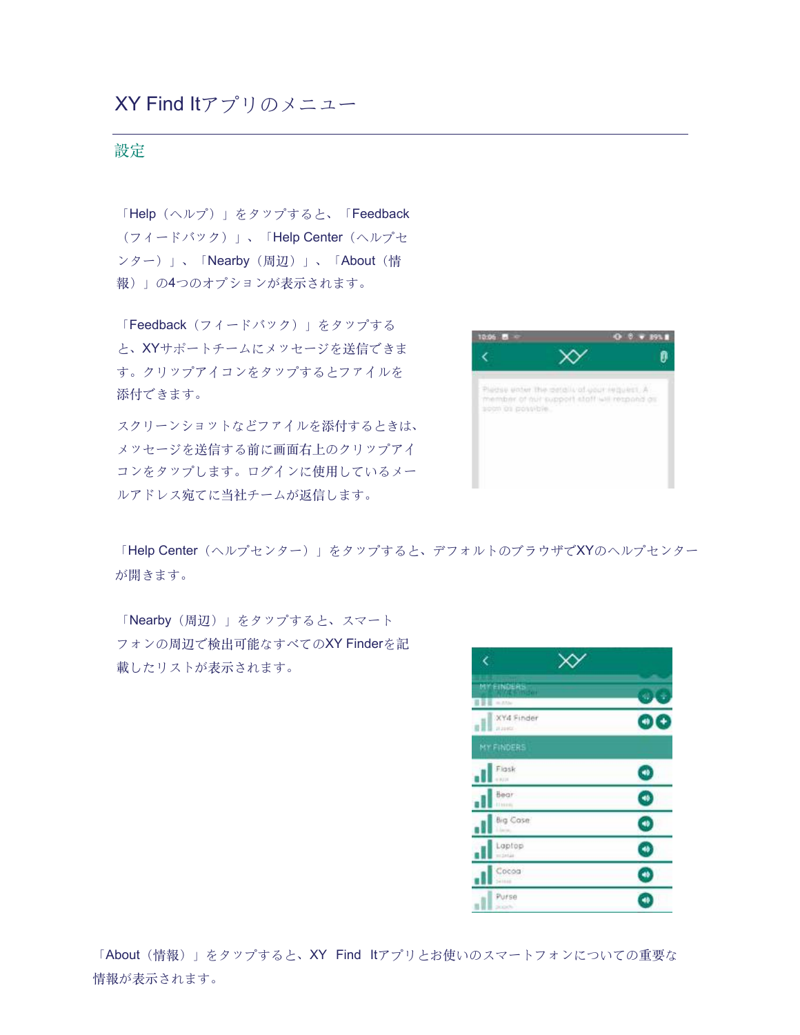# XY Find Itアプリのメニュー

## 設定

「Help（ヘルプ）」をタップすると、「Feedback（フィードバック）」、「Help Center（ヘルプセンター）」、「Nearby（周辺）」、「About（情報）」の4つのオプションが表示されます。

「Feedback（フィードバック）」をタップすると、XYサポートチームにメッセージを送信できます。クリップアイコンをタップするとファイルを添付できます。

スクリーンショットなどファイルを添付するときは、メッセージを送信する前に画面右上のクリップアイコンをタップします。ログインに使用しているメールアドレス宛てに当社チームが返信します。

「Help Center（ヘルプセンター）」をタップすると、デフォルトのブラウザでXYのヘルプセンターが開きます。

「Nearby（周辺）」をタップすると、スマートフォンの周辺で検出可能なすべてのXY Finderを記載したリストが表示されます。

「About（情報）」をタップすると、XY Find Itアプリとお使いのスマートフォンについての重要な情報が表示されます。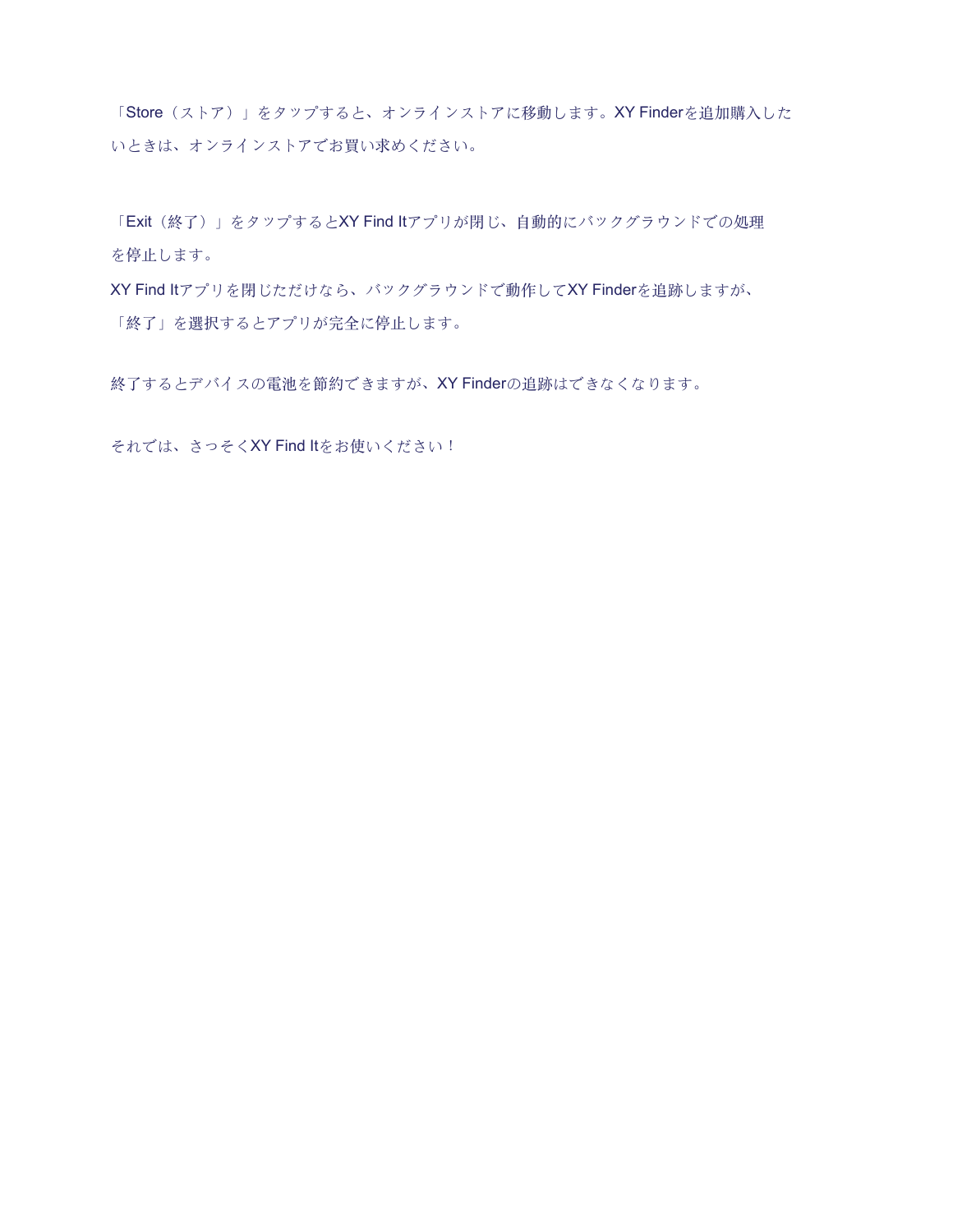「Store（ストア）」をタップすると、オンラインストアに移動します。XY Finderを追加購入したいときは、オンラインストアでお買い求めください。

「Exit（終了）」をタップするとXY Find Itアプリが閉じ、自動的にバックグラウンドでの処理を停止します。
XY Find Itアプリを閉じただけなら、バックグラウンドで動作してXY Finderを追跡しますが、「終了」を選択するとアプリが完全に停止します。

終了するとデバイスの電池を節約できますが、XY Finderの追跡はできなくなります。

それでは、さっそくXY Find Itをお使いください！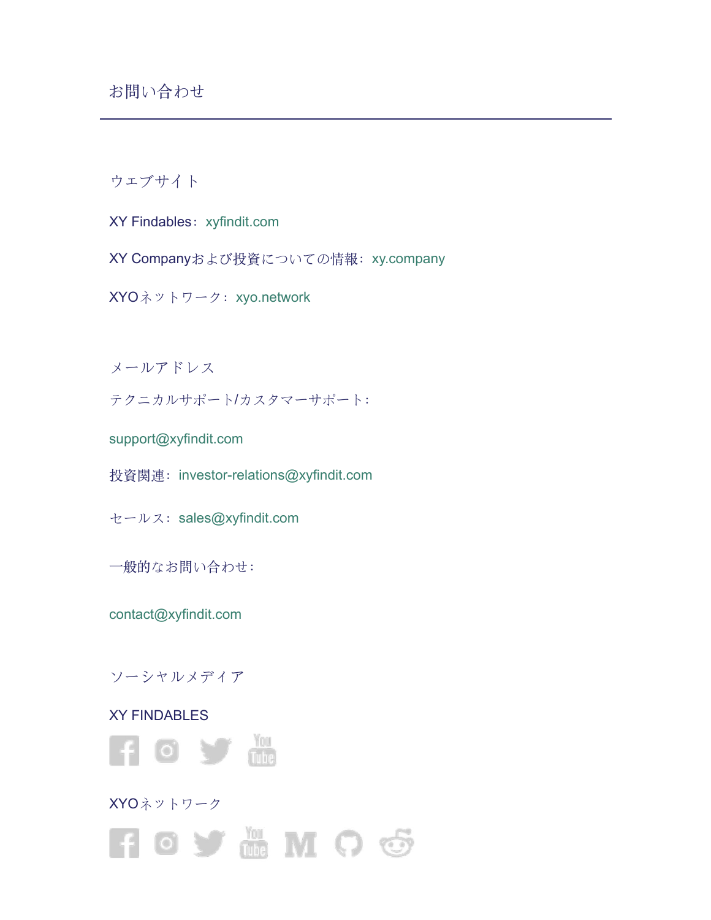# お問い合わせ

## ウェブサイト

XY Findables：xyfindit.com

XY Companyおよび投資についての情報：xy.company

XYOネットワーク：xyo.network

## メールアドレス

テクニカルサポート/カスタマーサポート：

support@xyfindit.com

投資関連：investor-relations@xyfindit.com

セールス：sales@xyfindit.com

一般的なお問い合わせ：

contact@xyfindit.com

## ソーシャルメディア

XY FINDABLES

XYOネットワーク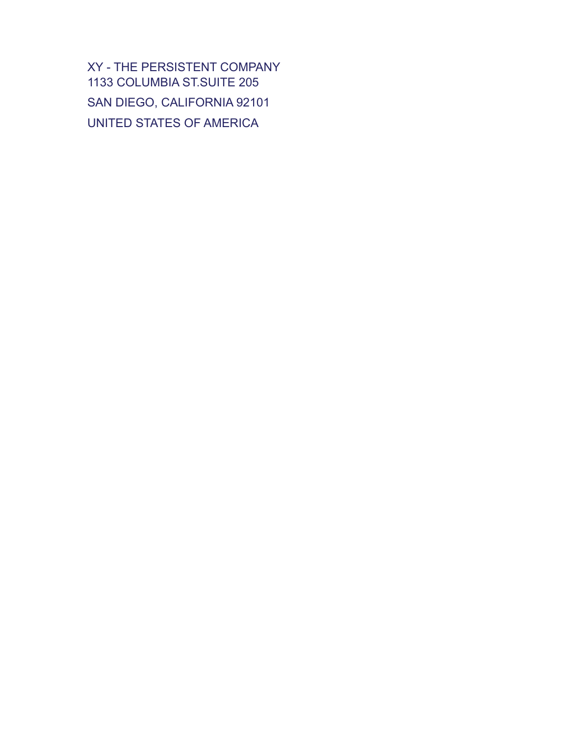XY - THE PERSISTENT COMPANY
1133 COLUMBIA ST.SUITE 205
SAN DIEGO, CALIFORNIA 92101
UNITED STATES OF AMERICA